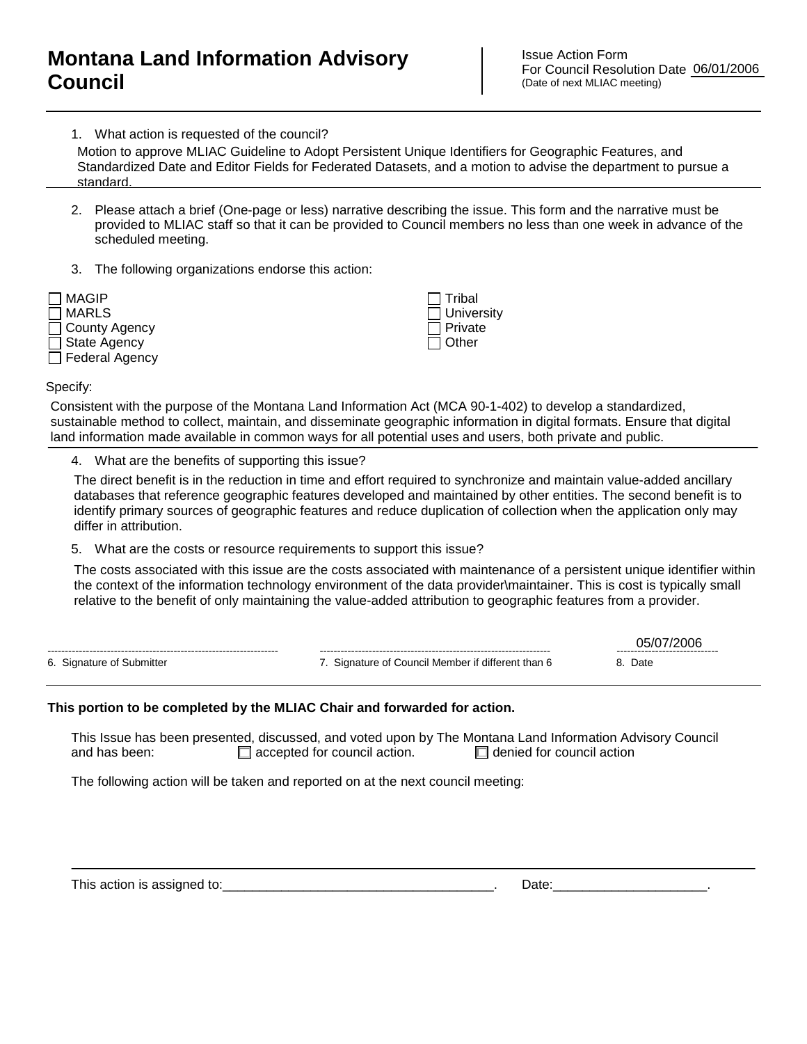# Montana Land Information Advisory Council

Issue Action Form
For Council Resolution Date 06/01/2006
(Date of next MLIAC meeting)

1. What action is requested of the council?

Motion to approve MLIAC Guideline to Adopt Persistent Unique Identifiers for Geographic Features, and Standardized Date and Editor Fields for Federated Datasets, and a motion to advise the department to pursue a standard.

2. Please attach a brief (One-page or less) narrative describing the issue. This form and the narrative must be provided to MLIAC staff so that it can be provided to Council members no less than one week in advance of the scheduled meeting.

3. The following organizations endorse this action:

- ☐ MAGIP
- ☐ MARLS
- ☐ County Agency
- ☐ State Agency
- ☐ Federal Agency
- ☐ Tribal
- ☐ University
- ☐ Private
- ☐ Other

Specify:

Consistent with the purpose of the Montana Land Information Act (MCA 90-1-402) to develop a standardized, sustainable method to collect, maintain, and disseminate geographic information in digital formats. Ensure that digital land information made available in common ways for all potential uses and users, both private and public.

4. What are the benefits of supporting this issue?

The direct benefit is in the reduction in time and effort required to synchronize and maintain value-added ancillary databases that reference geographic features developed and maintained by other entities. The second benefit is to identify primary sources of geographic features and reduce duplication of collection when the application only may differ in attribution.

5. What are the costs or resource requirements to support this issue?

The costs associated with this issue are the costs associated with maintenance of a persistent unique identifier within the context of the information technology environment of the data provider\maintainer. This is cost is typically small relative to the benefit of only maintaining the value-added attribution to geographic features from a provider.

| 6. Signature of Submitter | 7. Signature of Council Member if different than 6 | 8. Date |
|---|---|---|
| | | 05/07/2006 |

**This portion to be completed by the MLIAC Chair and forwarded for action.**

This Issue has been presented, discussed, and voted upon by The Montana Land Information Advisory Council and has been: ☐ accepted for council action. ☐ denied for council action

The following action will be taken and reported on at the next council meeting:

This action is assigned to:______________________________________. Date:_____________________.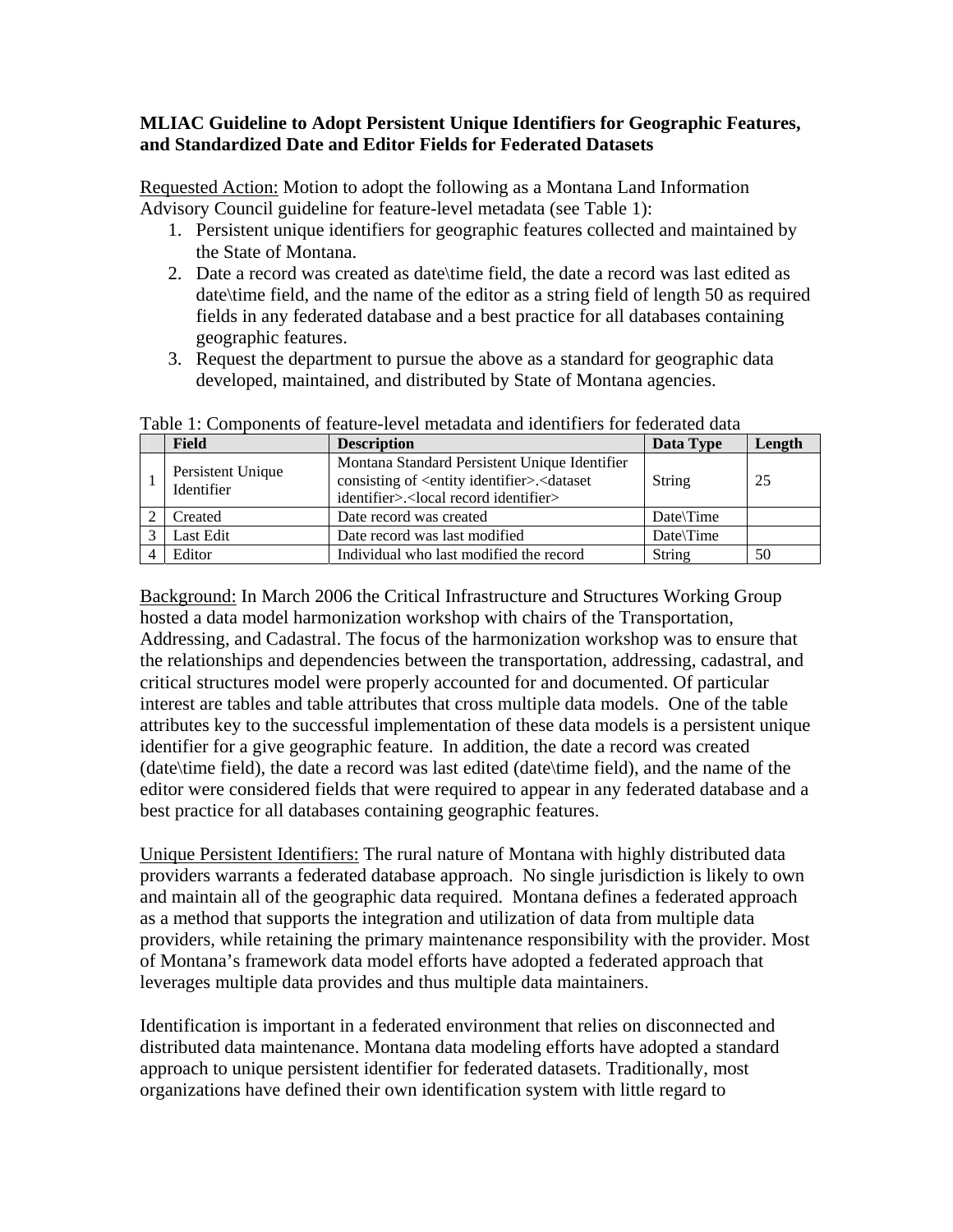**MLIAC Guideline to Adopt Persistent Unique Identifiers for Geographic Features, and Standardized Date and Editor Fields for Federated Datasets**

Requested Action: Motion to adopt the following as a Montana Land Information Advisory Council guideline for feature-level metadata (see Table 1):

1. Persistent unique identifiers for geographic features collected and maintained by the State of Montana.
2. Date a record was created as date\time field, the date a record was last edited as date\time field, and the name of the editor as a string field of length 50 as required fields in any federated database and a best practice for all databases containing geographic features.
3. Request the department to pursue the above as a standard for geographic data developed, maintained, and distributed by State of Montana agencies.

Table 1: Components of feature-level metadata and identifiers for federated data

| | Field | Description | Data Type | Length |
|---|---|---|---|---|
| 1 | Persistent Unique Identifier | Montana Standard Persistent Unique Identifier consisting of <entity identifier>.<dataset identifier>.<local record identifier> | String | 25 |
| 2 | Created | Date record was created | Date\Time | |
| 3 | Last Edit | Date record was last modified | Date\Time | |
| 4 | Editor | Individual who last modified the record | String | 50 |

Background: In March 2006 the Critical Infrastructure and Structures Working Group hosted a data model harmonization workshop with chairs of the Transportation, Addressing, and Cadastral. The focus of the harmonization workshop was to ensure that the relationships and dependencies between the transportation, addressing, cadastral, and critical structures model were properly accounted for and documented. Of particular interest are tables and table attributes that cross multiple data models. One of the table attributes key to the successful implementation of these data models is a persistent unique identifier for a give geographic feature. In addition, the date a record was created (date\time field), the date a record was last edited (date\time field), and the name of the editor were considered fields that were required to appear in any federated database and a best practice for all databases containing geographic features.

Unique Persistent Identifiers: The rural nature of Montana with highly distributed data providers warrants a federated database approach. No single jurisdiction is likely to own and maintain all of the geographic data required. Montana defines a federated approach as a method that supports the integration and utilization of data from multiple data providers, while retaining the primary maintenance responsibility with the provider. Most of Montana's framework data model efforts have adopted a federated approach that leverages multiple data provides and thus multiple data maintainers.

Identification is important in a federated environment that relies on disconnected and distributed data maintenance. Montana data modeling efforts have adopted a standard approach to unique persistent identifier for federated datasets. Traditionally, most organizations have defined their own identification system with little regard to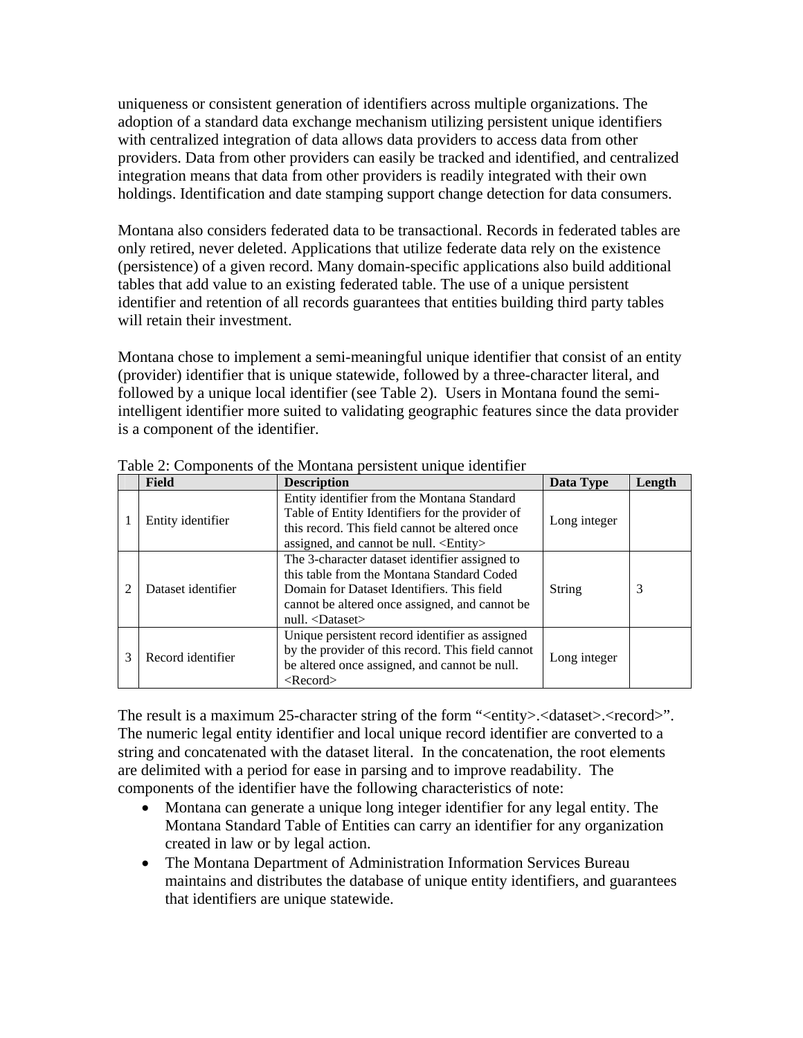uniqueness or consistent generation of identifiers across multiple organizations. The adoption of a standard data exchange mechanism utilizing persistent unique identifiers with centralized integration of data allows data providers to access data from other providers. Data from other providers can easily be tracked and identified, and centralized integration means that data from other providers is readily integrated with their own holdings. Identification and date stamping support change detection for data consumers.

Montana also considers federated data to be transactional. Records in federated tables are only retired, never deleted. Applications that utilize federate data rely on the existence (persistence) of a given record. Many domain-specific applications also build additional tables that add value to an existing federated table. The use of a unique persistent identifier and retention of all records guarantees that entities building third party tables will retain their investment.

Montana chose to implement a semi-meaningful unique identifier that consist of an entity (provider) identifier that is unique statewide, followed by a three-character literal, and followed by a unique local identifier (see Table 2). Users in Montana found the semi-intelligent identifier more suited to validating geographic features since the data provider is a component of the identifier.

Table 2: Components of the Montana persistent unique identifier

| | Field | Description | Data Type | Length |
|---|---|---|---|---|
| 1 | Entity identifier | Entity identifier from the Montana Standard Table of Entity Identifiers for the provider of this record. This field cannot be altered once assigned, and cannot be null. <Entity> | Long integer | |
| 2 | Dataset identifier | The 3-character dataset identifier assigned to this table from the Montana Standard Coded Domain for Dataset Identifiers. This field cannot be altered once assigned, and cannot be null. <Dataset> | String | 3 |
| 3 | Record identifier | Unique persistent record identifier as assigned by the provider of this record. This field cannot be altered once assigned, and cannot be null. <Record> | Long integer | |

The result is a maximum 25-character string of the form "<entity>.<dataset>.<record>". The numeric legal entity identifier and local unique record identifier are converted to a string and concatenated with the dataset literal. In the concatenation, the root elements are delimited with a period for ease in parsing and to improve readability. The components of the identifier have the following characteristics of note:

- Montana can generate a unique long integer identifier for any legal entity. The Montana Standard Table of Entities can carry an identifier for any organization created in law or by legal action.
- The Montana Department of Administration Information Services Bureau maintains and distributes the database of unique entity identifiers, and guarantees that identifiers are unique statewide.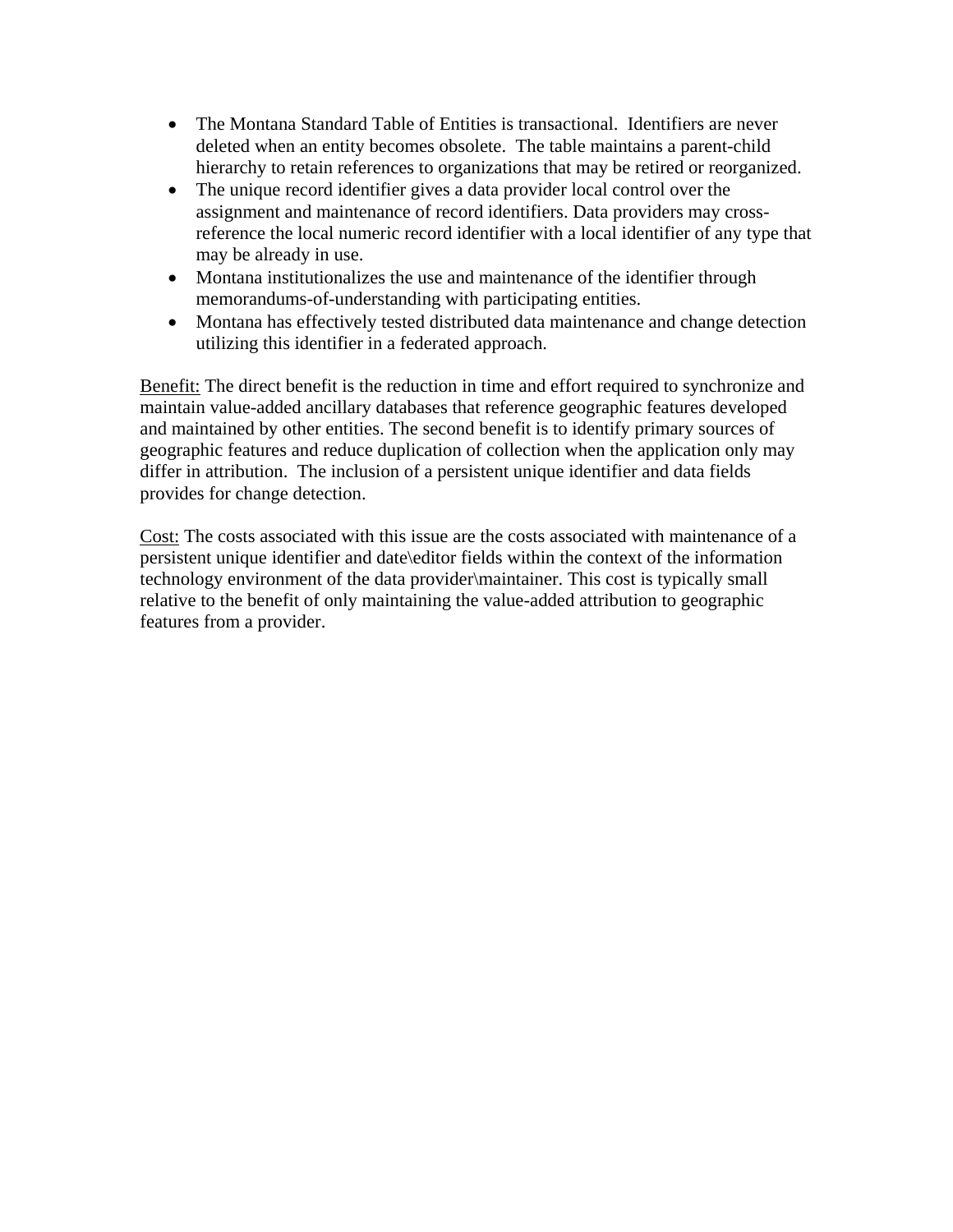- The Montana Standard Table of Entities is transactional. Identifiers are never deleted when an entity becomes obsolete. The table maintains a parent-child hierarchy to retain references to organizations that may be retired or reorganized.
- The unique record identifier gives a data provider local control over the assignment and maintenance of record identifiers. Data providers may cross-reference the local numeric record identifier with a local identifier of any type that may be already in use.
- Montana institutionalizes the use and maintenance of the identifier through memorandums-of-understanding with participating entities.
- Montana has effectively tested distributed data maintenance and change detection utilizing this identifier in a federated approach.

<u>Benefit:</u> The direct benefit is the reduction in time and effort required to synchronize and maintain value-added ancillary databases that reference geographic features developed and maintained by other entities. The second benefit is to identify primary sources of geographic features and reduce duplication of collection when the application only may differ in attribution. The inclusion of a persistent unique identifier and data fields provides for change detection.

<u>Cost:</u> The costs associated with this issue are the costs associated with maintenance of a persistent unique identifier and date\editor fields within the context of the information technology environment of the data provider\maintainer. This cost is typically small relative to the benefit of only maintaining the value-added attribution to geographic features from a provider.